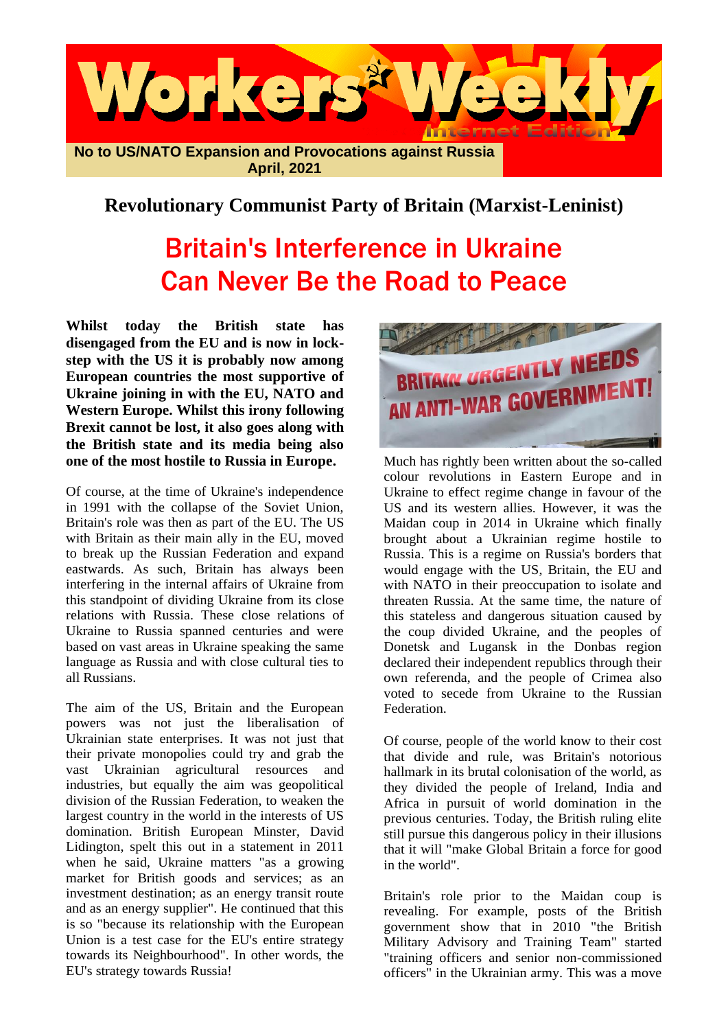# Workers' Weekly

Internet Edition

**No to US/NATO Expansion and Provocations against Russia**
**April, 2021**

**Revolutionary Communist Party of Britain (Marxist-Leninist)**

# Britain's Interference in Ukraine Can Never Be the Road to Peace

**Whilst today the British state has disengaged from the EU and is now in lock-step with the US it is probably now among European countries the most supportive of Ukraine joining in with the EU, NATO and Western Europe. Whilst this irony following Brexit cannot be lost, it also goes along with the British state and its media being also one of the most hostile to Russia in Europe.**

Of course, at the time of Ukraine's independence in 1991 with the collapse of the Soviet Union, Britain's role was then as part of the EU. The US with Britain as their main ally in the EU, moved to break up the Russian Federation and expand eastwards. As such, Britain has always been interfering in the internal affairs of Ukraine from this standpoint of dividing Ukraine from its close relations with Russia. These close relations of Ukraine to Russia spanned centuries and were based on vast areas in Ukraine speaking the same language as Russia and with close cultural ties to all Russians.

The aim of the US, Britain and the European powers was not just the liberalisation of Ukrainian state enterprises. It was not just that their private monopolies could try and grab the vast Ukrainian agricultural resources and industries, but equally the aim was geopolitical division of the Russian Federation, to weaken the largest country in the world in the interests of US domination. British European Minster, David Lidington, spelt this out in a statement in 2011 when he said, Ukraine matters "as a growing market for British goods and services; as an investment destination; as an energy transit route and as an energy supplier". He continued that this is so "because its relationship with the European Union is a test case for the EU's entire strategy towards its Neighbourhood". In other words, the EU's strategy towards Russia!

BRITAIN URGENTLY NEEDS AN ANTI-WAR GOVERNMENT!

Much has rightly been written about the so-called colour revolutions in Eastern Europe and in Ukraine to effect regime change in favour of the US and its western allies. However, it was the Maidan coup in 2014 in Ukraine which finally brought about a Ukrainian regime hostile to Russia. This is a regime on Russia's borders that would engage with the US, Britain, the EU and with NATO in their preoccupation to isolate and threaten Russia. At the same time, the nature of this stateless and dangerous situation caused by the coup divided Ukraine, and the peoples of Donetsk and Lugansk in the Donbas region declared their independent republics through their own referenda, and the people of Crimea also voted to secede from Ukraine to the Russian Federation.

Of course, people of the world know to their cost that divide and rule, was Britain's notorious hallmark in its brutal colonisation of the world, as they divided the people of Ireland, India and Africa in pursuit of world domination in the previous centuries. Today, the British ruling elite still pursue this dangerous policy in their illusions that it will "make Global Britain a force for good in the world".

Britain's role prior to the Maidan coup is revealing. For example, posts of the British government show that in 2010 "the British Military Advisory and Training Team" started "training officers and senior non-commissioned officers" in the Ukrainian army. This was a move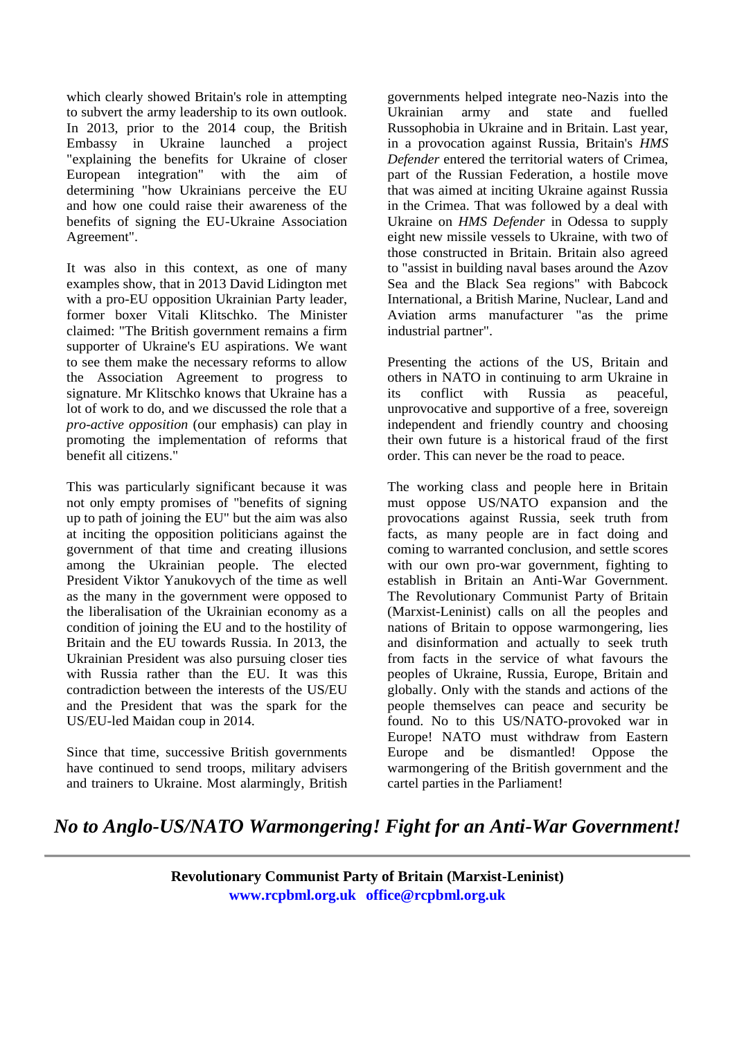which clearly showed Britain's role in attempting to subvert the army leadership to its own outlook. In 2013, prior to the 2014 coup, the British Embassy in Ukraine launched a project "explaining the benefits for Ukraine of closer European integration" with the aim of determining "how Ukrainians perceive the EU and how one could raise their awareness of the benefits of signing the EU-Ukraine Association Agreement".

It was also in this context, as one of many examples show, that in 2013 David Lidington met with a pro-EU opposition Ukrainian Party leader, former boxer Vitali Klitschko. The Minister claimed: "The British government remains a firm supporter of Ukraine's EU aspirations. We want to see them make the necessary reforms to allow the Association Agreement to progress to signature. Mr Klitschko knows that Ukraine has a lot of work to do, and we discussed the role that a *pro-active opposition* (our emphasis) can play in promoting the implementation of reforms that benefit all citizens."

This was particularly significant because it was not only empty promises of "benefits of signing up to path of joining the EU" but the aim was also at inciting the opposition politicians against the government of that time and creating illusions among the Ukrainian people. The elected President Viktor Yanukovych of the time as well as the many in the government were opposed to the liberalisation of the Ukrainian economy as a condition of joining the EU and to the hostility of Britain and the EU towards Russia. In 2013, the Ukrainian President was also pursuing closer ties with Russia rather than the EU. It was this contradiction between the interests of the US/EU and the President that was the spark for the US/EU-led Maidan coup in 2014.

Since that time, successive British governments have continued to send troops, military advisers and trainers to Ukraine. Most alarmingly, British governments helped integrate neo-Nazis into the Ukrainian army and state and fuelled Russophobia in Ukraine and in Britain. Last year, in a provocation against Russia, Britain's *HMS Defender* entered the territorial waters of Crimea, part of the Russian Federation, a hostile move that was aimed at inciting Ukraine against Russia in the Crimea. That was followed by a deal with Ukraine on *HMS Defender* in Odessa to supply eight new missile vessels to Ukraine, with two of those constructed in Britain. Britain also agreed to "assist in building naval bases around the Azov Sea and the Black Sea regions" with Babcock International, a British Marine, Nuclear, Land and Aviation arms manufacturer "as the prime industrial partner".

Presenting the actions of the US, Britain and others in NATO in continuing to arm Ukraine in its conflict with Russia as peaceful, unprovocative and supportive of a free, sovereign independent and friendly country and choosing their own future is a historical fraud of the first order. This can never be the road to peace.

The working class and people here in Britain must oppose US/NATO expansion and the provocations against Russia, seek truth from facts, as many people are in fact doing and coming to warranted conclusion, and settle scores with our own pro-war government, fighting to establish in Britain an Anti-War Government. The Revolutionary Communist Party of Britain (Marxist-Leninist) calls on all the peoples and nations of Britain to oppose warmongering, lies and disinformation and actually to seek truth from facts in the service of what favours the peoples of Ukraine, Russia, Europe, Britain and globally. Only with the stands and actions of the people themselves can peace and security be found. No to this US/NATO-provoked war in Europe! NATO must withdraw from Eastern Europe and be dismantled! Oppose the warmongering of the British government and the cartel parties in the Parliament!

***No to Anglo-US/NATO Warmongering! Fight for an Anti-War Government!***

---

**Revolutionary Communist Party of Britain (Marxist-Leninist)**
**www.rcpbml.org.uk office@rcpbml.org.uk**